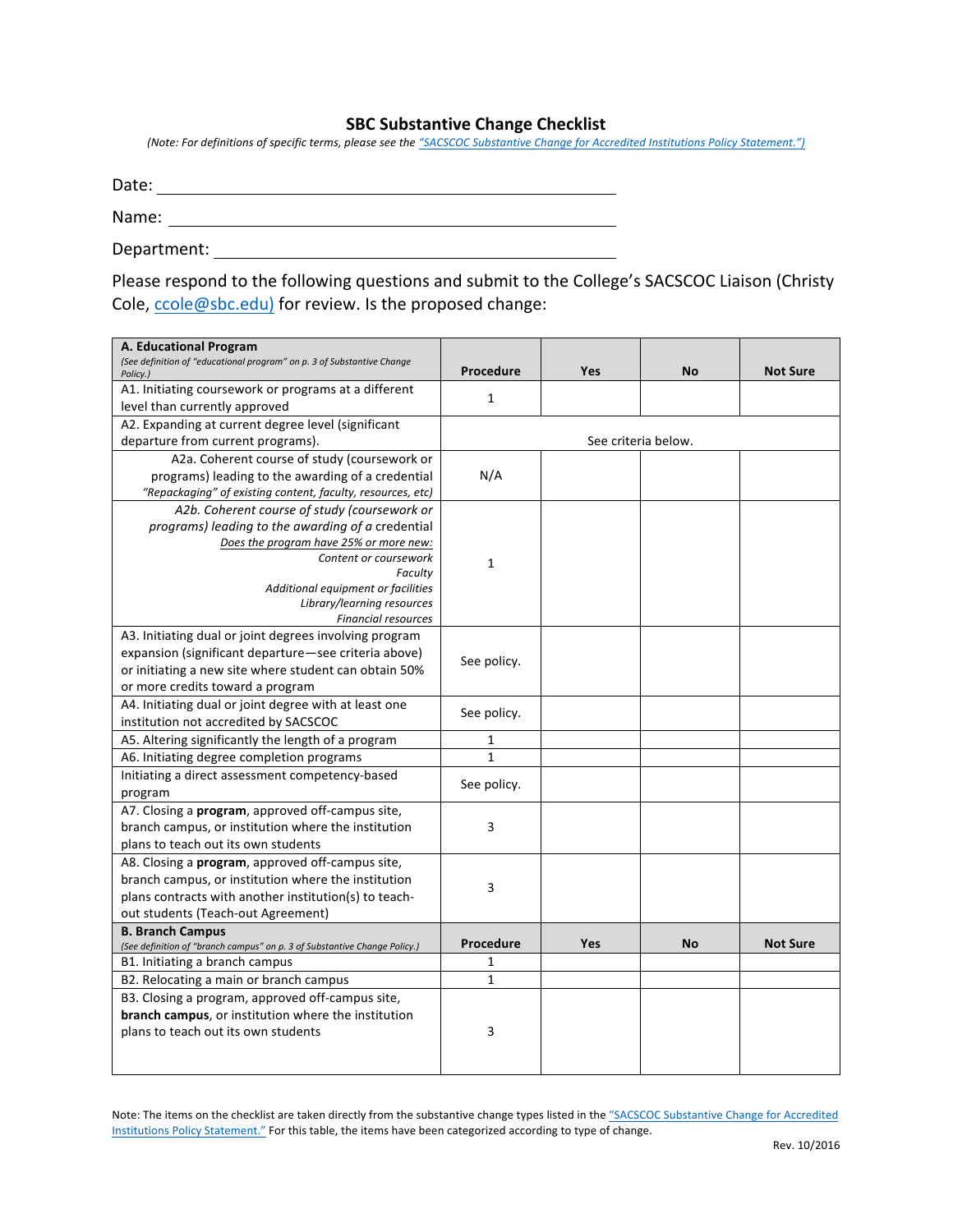## SBC Substantive Change Checklist

*(Note: For definitions of specific terms, please see the "SACSCOC Substantive Change for Accredited Institutions Policy Statement.")*

Date: ______________________________

Name: ______________________________

Department: ______________________________

Please respond to the following questions and submit to the College's SACSCOC Liaison (Christy Cole, ccole@sbc.edu) for review. Is the proposed change:

| **A. Educational Program** *(See definition of "educational program" on p. 3 of Substantive Change Policy.)* | **Procedure** | **Yes** | **No** | **Not Sure** |
|---|---|---|---|---|
| A1. Initiating coursework or programs at a different level than currently approved | 1 | | | |
| A2. Expanding at current degree level (significant departure from current programs). | See criteria below. | | | |
| A2a. Coherent course of study (coursework or programs) leading to the awarding of a credential *"Repackaging" of existing content, faculty, resources, etc)* | N/A | | | |
| *A2b. Coherent course of study (coursework or programs) leading to the awarding of a credential* *Does the program have 25% or more new:* *Content or coursework* *Faculty* *Additional equipment or facilities* *Library/learning resources* *Financial resources* | 1 | | | |
| A3. Initiating dual or joint degrees involving program expansion (significant departure—see criteria above) or initiating a new site where student can obtain 50% or more credits toward a program | See policy. | | | |
| A4. Initiating dual or joint degree with at least one institution not accredited by SACSCOC | See policy. | | | |
| A5. Altering significantly the length of a program | 1 | | | |
| A6. Initiating degree completion programs | 1 | | | |
| Initiating a direct assessment competency-based program | See policy. | | | |
| A7. Closing a **program**, approved off-campus site, branch campus, or institution where the institution plans to teach out its own students | 3 | | | |
| A8. Closing a **program**, approved off-campus site, branch campus, or institution where the institution plans contracts with another institution(s) to teach-out students (Teach-out Agreement) | 3 | | | |
| **B. Branch Campus** *(See definition of "branch campus" on p. 3 of Substantive Change Policy.)* | **Procedure** | **Yes** | **No** | **Not Sure** |
| B1. Initiating a branch campus | 1 | | | |
| B2. Relocating a main or branch campus | 1 | | | |
| B3. Closing a program, approved off-campus site, **branch campus**, or institution where the institution plans to teach out its own students | 3 | | | |

Note: The items on the checklist are taken directly from the substantive change types listed in the "SACSCOC Substantive Change for Accredited Institutions Policy Statement." For this table, the items have been categorized according to type of change.

Rev. 10/2016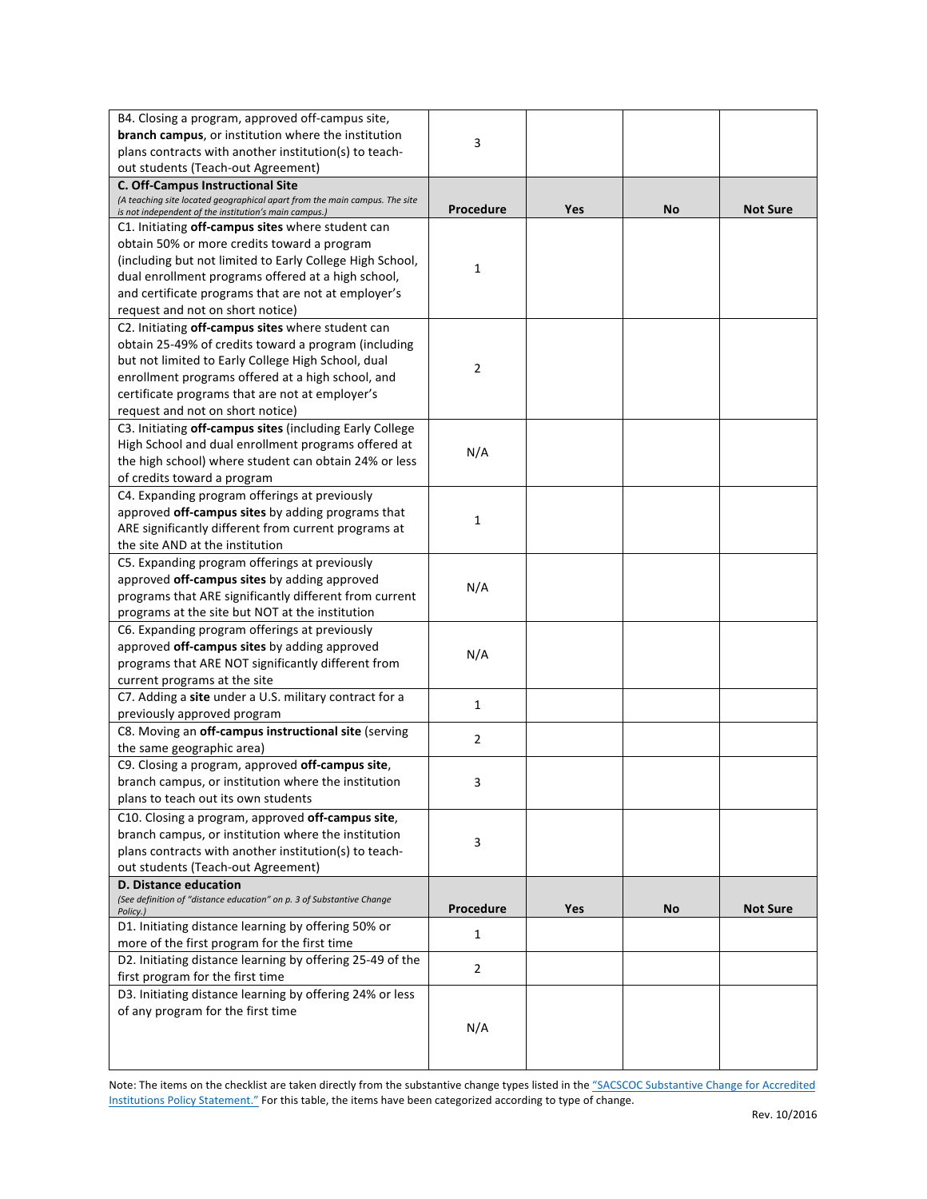| | | | | |
|---|---|---|---|---|
| B4. Closing a program, approved off-campus site, **branch campus**, or institution where the institution plans contracts with another institution(s) to teach-out students (Teach-out Agreement) | 3 | | | |
| **C. Off-Campus Instructional Site** *(A teaching site located geographical apart from the main campus. The site is not independent of the institution's main campus.)* | **Procedure** | **Yes** | **No** | **Not Sure** |
| C1. Initiating **off-campus sites** where student can obtain 50% or more credits toward a program (including but not limited to Early College High School, dual enrollment programs offered at a high school, and certificate programs that are not at employer's request and not on short notice) | 1 | | | |
| C2. Initiating **off-campus sites** where student can obtain 25-49% of credits toward a program (including but not limited to Early College High School, dual enrollment programs offered at a high school, and certificate programs that are not at employer's request and not on short notice) | 2 | | | |
| C3. Initiating **off-campus sites** (including Early College High School and dual enrollment programs offered at the high school) where student can obtain 24% or less of credits toward a program | N/A | | | |
| C4. Expanding program offerings at previously approved **off-campus sites** by adding programs that ARE significantly different from current programs at the site AND at the institution | 1 | | | |
| C5. Expanding program offerings at previously approved **off-campus sites** by adding approved programs that ARE significantly different from current programs at the site but NOT at the institution | N/A | | | |
| C6. Expanding program offerings at previously approved **off-campus sites** by adding approved programs that ARE NOT significantly different from current programs at the site | N/A | | | |
| C7. Adding a **site** under a U.S. military contract for a previously approved program | 1 | | | |
| C8. Moving an **off-campus instructional site** (serving the same geographic area) | 2 | | | |
| C9. Closing a program, approved **off-campus site**, branch campus, or institution where the institution plans to teach out its own students | 3 | | | |
| C10. Closing a program, approved **off-campus site**, branch campus, or institution where the institution plans contracts with another institution(s) to teach-out students (Teach-out Agreement) | 3 | | | |
| **D. Distance education** *(See definition of "distance education" on p. 3 of Substantive Change Policy.)* | **Procedure** | **Yes** | **No** | **Not Sure** |
| D1. Initiating distance learning by offering 50% or more of the first program for the first time | 1 | | | |
| D2. Initiating distance learning by offering 25-49 of the first program for the first time | 2 | | | |
| D3. Initiating distance learning by offering 24% or less of any program for the first time | N/A | | | |

Note: The items on the checklist are taken directly from the substantive change types listed in the "SACSCOC Substantive Change for Accredited Institutions Policy Statement." For this table, the items have been categorized according to type of change.

Rev. 10/2016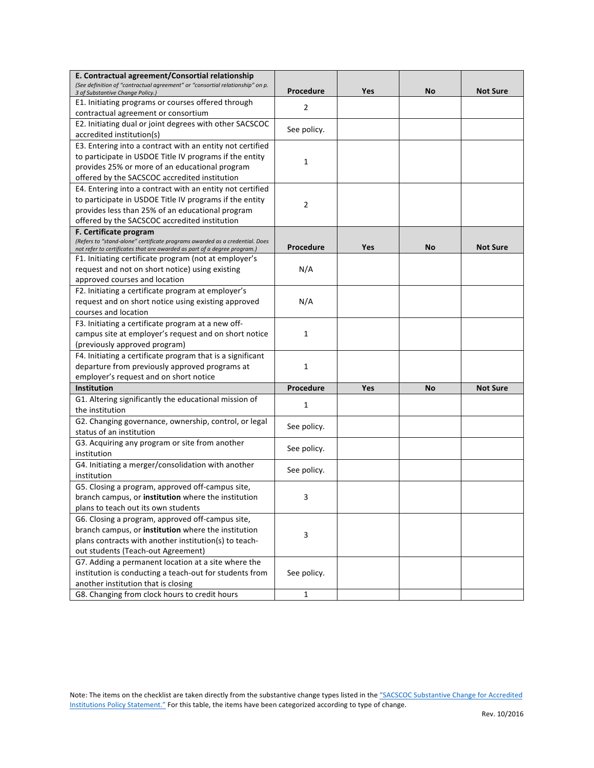| **E. Contractual agreement/Consortial relationship** *(See definition of "contractual agreement" or "consortial relationship" on p. 3 of Substantive Change Policy.)* | **Procedure** | **Yes** | **No** | **Not Sure** |
|---|---|---|---|---|
| E1. Initiating programs or courses offered through contractual agreement or consortium | 2 | | | |
| E2. Initiating dual or joint degrees with other SACSCOC accredited institution(s) | See policy. | | | |
| E3. Entering into a contract with an entity not certified to participate in USDOE Title IV programs if the entity provides 25% or more of an educational program offered by the SACSCOC accredited institution | 1 | | | |
| E4. Entering into a contract with an entity not certified to participate in USDOE Title IV programs if the entity provides less than 25% of an educational program offered by the SACSCOC accredited institution | 2 | | | |
| **F. Certificate program** *(Refers to "stand-alone" certificate programs awarded as a credential. Does not refer to certificates that are awarded as part of a degree program.)* | **Procedure** | **Yes** | **No** | **Not Sure** |
| F1. Initiating certificate program (not at employer's request and not on short notice) using existing approved courses and location | N/A | | | |
| F2. Initiating a certificate program at employer's request and on short notice using existing approved courses and location | N/A | | | |
| F3. Initiating a certificate program at a new off-campus site at employer's request and on short notice (previously approved program) | 1 | | | |
| F4. Initiating a certificate program that is a significant departure from previously approved programs at employer's request and on short notice | 1 | | | |
| **Institution** | **Procedure** | **Yes** | **No** | **Not Sure** |
| G1. Altering significantly the educational mission of the institution | 1 | | | |
| G2. Changing governance, ownership, control, or legal status of an institution | See policy. | | | |
| G3. Acquiring any program or site from another institution | See policy. | | | |
| G4. Initiating a merger/consolidation with another institution | See policy. | | | |
| G5. Closing a program, approved off-campus site, branch campus, or **institution** where the institution plans to teach out its own students | 3 | | | |
| G6. Closing a program, approved off-campus site, branch campus, or **institution** where the institution plans contracts with another institution(s) to teach-out students (Teach-out Agreement) | 3 | | | |
| G7. Adding a permanent location at a site where the institution is conducting a teach-out for students from another institution that is closing | See policy. | | | |
| G8. Changing from clock hours to credit hours | 1 | | | |

Note: The items on the checklist are taken directly from the substantive change types listed in the "SACSCOC Substantive Change for Accredited Institutions Policy Statement." For this table, the items have been categorized according to type of change.

Rev. 10/2016